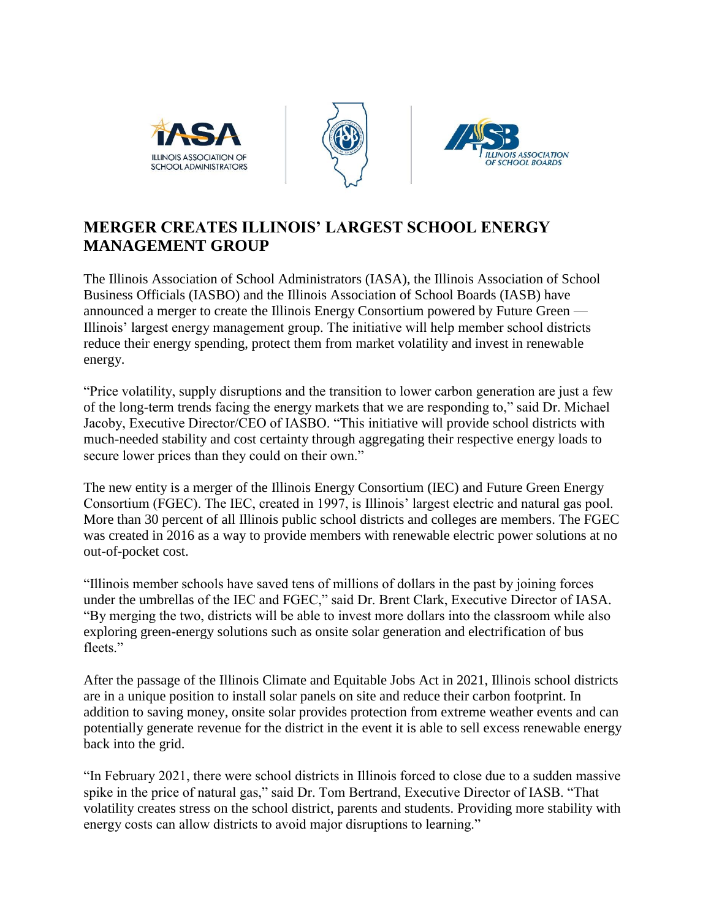# MERGER CREATES ILLINOIS' LARGEST SCHOOL ENERGY MANAGEMENT GROUP

The Illinois Association of School Administrators (IASA), the Illinois Association of School Business Officials (IASBO) and the Illinois Association of School Boards (IASB) have announced a merger to create the Illinois Energy Consortium powered by Future Green — Illinois' largest energy management group. The initiative will help member school districts reduce their energy spending, protect them from market volatility and invest in renewable energy.

"Price volatility, supply disruptions and the transition to lower carbon generation are just a few of the long-term trends facing the energy markets that we are responding to," said Dr. Michael Jacoby, Executive Director/CEO of IASBO. "This initiative will provide school districts with much-needed stability and cost certainty through aggregating their respective energy loads to secure lower prices than they could on their own."

The new entity is a merger of the Illinois Energy Consortium (IEC) and Future Green Energy Consortium (FGEC). The IEC, created in 1997, is Illinois' largest electric and natural gas pool. More than 30 percent of all Illinois public school districts and colleges are members. The FGEC was created in 2016 as a way to provide members with renewable electric power solutions at no out-of-pocket cost.

"Illinois member schools have saved tens of millions of dollars in the past by joining forces under the umbrellas of the IEC and FGEC," said Dr. Brent Clark, Executive Director of IASA. "By merging the two, districts will be able to invest more dollars into the classroom while also exploring green-energy solutions such as onsite solar generation and electrification of bus fleets."

After the passage of the Illinois Climate and Equitable Jobs Act in 2021, Illinois school districts are in a unique position to install solar panels on site and reduce their carbon footprint. In addition to saving money, onsite solar provides protection from extreme weather events and can potentially generate revenue for the district in the event it is able to sell excess renewable energy back into the grid.

"In February 2021, there were school districts in Illinois forced to close due to a sudden massive spike in the price of natural gas," said Dr. Tom Bertrand, Executive Director of IASB. "That volatility creates stress on the school district, parents and students. Providing more stability with energy costs can allow districts to avoid major disruptions to learning."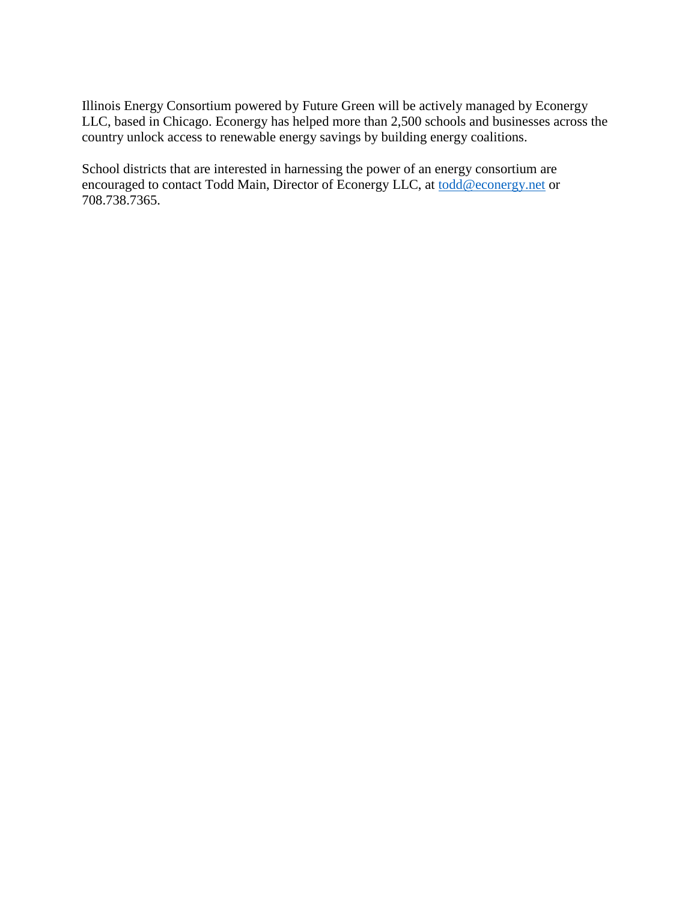Illinois Energy Consortium powered by Future Green will be actively managed by Econergy LLC, based in Chicago. Econergy has helped more than 2,500 schools and businesses across the country unlock access to renewable energy savings by building energy coalitions.

School districts that are interested in harnessing the power of an energy consortium are encouraged to contact Todd Main, Director of Econergy LLC, at todd@econergy.net or 708.738.7365.